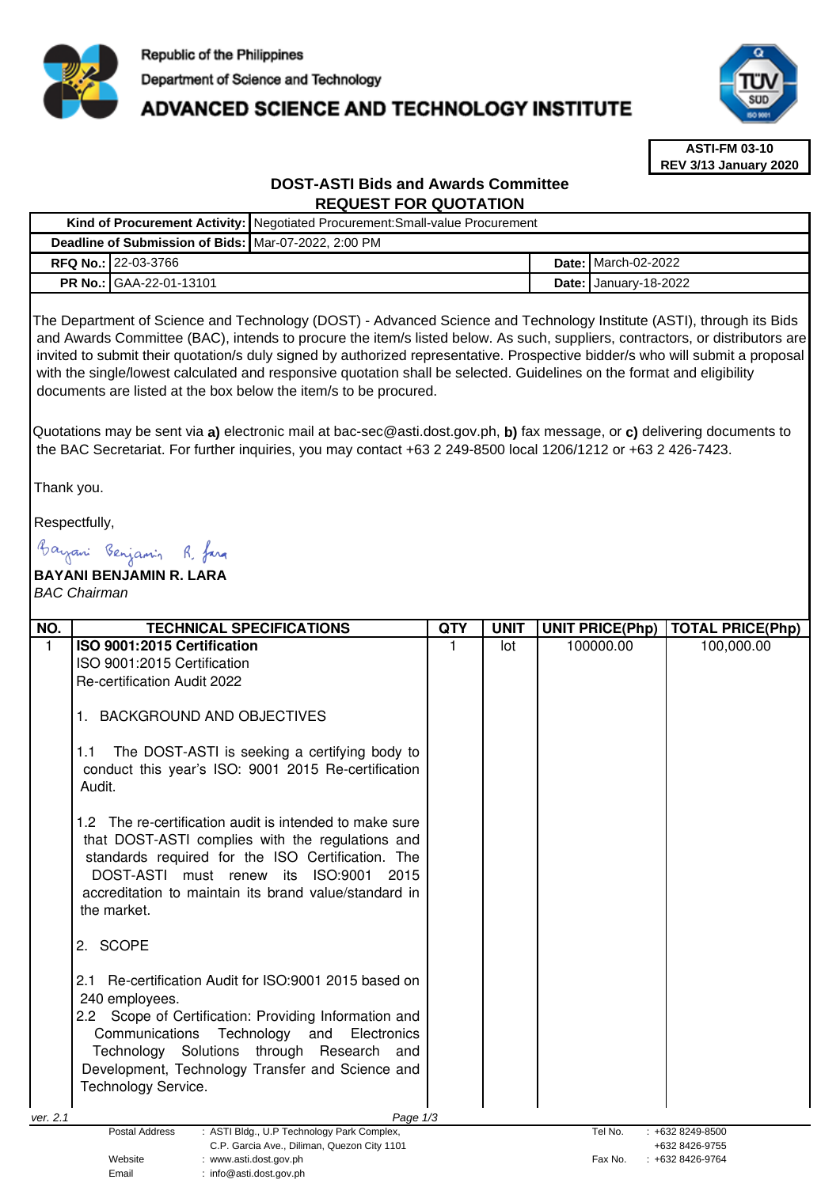Republic of the Philippines

Department of Science and Technology

# ADVANCED SCIENCE AND TECHNOLOGY INSTITUTE

**ASTI-FM 03-10**
**REV 3/13 January 2020**

## DOST-ASTI Bids and Awards Committee
## REQUEST FOR QUOTATION

| | | | |
|---|---|---|---|
| **Kind of Procurement Activity:** | Negotiated Procurement:Small-value Procurement | | |
| **Deadline of Submission of Bids:** | Mar-07-2022, 2:00 PM | | |
| **RFQ No.:** | 22-03-3766 | **Date:** | March-02-2022 |
| **PR No.:** | GAA-22-01-13101 | **Date:** | January-18-2022 |

The Department of Science and Technology (DOST) - Advanced Science and Technology Institute (ASTI), through its Bids and Awards Committee (BAC), intends to procure the item/s listed below. As such, suppliers, contractors, or distributors are invited to submit their quotation/s duly signed by authorized representative. Prospective bidder/s who will submit a proposal with the single/lowest calculated and responsive quotation shall be selected. Guidelines on the format and eligibility documents are listed at the box below the item/s to be procured.

Quotations may be sent via **a)** electronic mail at bac-sec@asti.dost.gov.ph, **b)** fax message, or **c)** delivering documents to the BAC Secretariat. For further inquiries, you may contact +63 2 249-8500 local 1206/1212 or +63 2 426-7423.

Thank you.

Respectfully,

**BAYANI BENJAMIN R. LARA**
*BAC Chairman*

| NO. | TECHNICAL SPECIFICATIONS | QTY | UNIT | UNIT PRICE(Php) | TOTAL PRICE(Php) |
|---|---|---|---|---|---|
| 1 | **ISO 9001:2015 Certification**<br>ISO 9001:2015 Certification<br>Re-certification Audit 2022<br><br>1. BACKGROUND AND OBJECTIVES<br><br>1.1 The DOST-ASTI is seeking a certifying body to conduct this year's ISO: 9001 2015 Re-certification Audit.<br><br>1.2 The re-certification audit is intended to make sure that DOST-ASTI complies with the regulations and standards required for the ISO Certification. The DOST-ASTI must renew its ISO:9001 2015 accreditation to maintain its brand value/standard in the market.<br><br>2. SCOPE<br><br>2.1 Re-certification Audit for ISO:9001 2015 based on 240 employees.<br>2.2 Scope of Certification: Providing Information and Communications Technology and Electronics Technology Solutions through Research and Development, Technology Transfer and Science and Technology Service. | 1 | lot | 100000.00 | 100,000.00 |

ver. 2.1

| | | | |
|---|---|---|---|
| Postal Address | : ASTI Bldg., U.P Technology Park Complex, C.P. Garcia Ave., Diliman, Quezon City 1101 | Tel No. | : +632 8249-8500 / +632 8426-9755 |
| Website | : www.asti.dost.gov.ph | Fax No. | : +632 8426-9764 |
| Email | : info@asti.dost.gov.ph | | |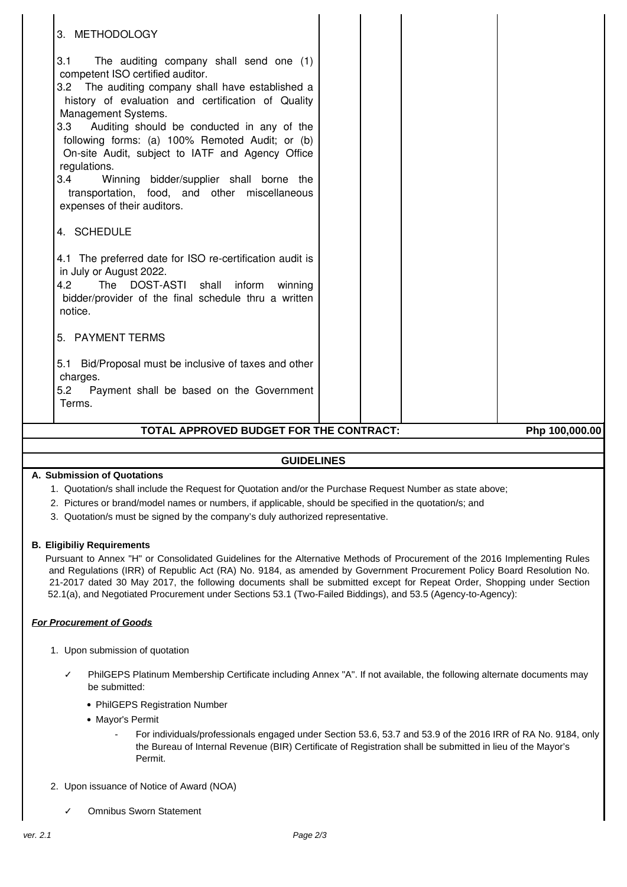| | | | | |
|---|---|---|---|---|
| 3. METHODOLOGY<br><br>3.1 The auditing company shall send one (1) competent ISO certified auditor.<br>3.2 The auditing company shall have established a history of evaluation and certification of Quality Management Systems.<br>3.3 Auditing should be conducted in any of the following forms: (a) 100% Remoted Audit; or (b) On-site Audit, subject to IATF and Agency Office regulations.<br>3.4 Winning bidder/supplier shall borne the transportation, food, and other miscellaneous expenses of their auditors.<br><br>4. SCHEDULE<br><br>4.1 The preferred date for ISO re-certification audit is in July or August 2022.<br>4.2 The DOST-ASTI shall inform winning bidder/provider of the final schedule thru a written notice.<br><br>5. PAYMENT TERMS<br><br>5.1 Bid/Proposal must be inclusive of taxes and other charges.<br>5.2 Payment shall be based on the Government Terms. | | | | |
| **TOTAL APPROVED BUDGET FOR THE CONTRACT:** | | | | **Php 100,000.00** |

## GUIDELINES

**A. Submission of Quotations**

1. Quotation/s shall include the Request for Quotation and/or the Purchase Request Number as state above;
2. Pictures or brand/model names or numbers, if applicable, should be specified in the quotation/s; and
3. Quotation/s must be signed by the company's duly authorized representative.

**B. Eligibiliy Requirements**

Pursuant to Annex "H" or Consolidated Guidelines for the Alternative Methods of Procurement of the 2016 Implementing Rules and Regulations (IRR) of Republic Act (RA) No. 9184, as amended by Government Procurement Policy Board Resolution No. 21-2017 dated 30 May 2017, the following documents shall be submitted except for Repeat Order, Shopping under Section 52.1(a), and Negotiated Procurement under Sections 53.1 (Two-Failed Biddings), and 53.5 (Agency-to-Agency):

***For Procurement of Goods***

1. Upon submission of quotation

   ✓ PhilGEPS Platinum Membership Certificate including Annex "A". If not available, the following alternate documents may be submitted:

   - PhilGEPS Registration Number
   - Mayor's Permit
     - For individuals/professionals engaged under Section 53.6, 53.7 and 53.9 of the 2016 IRR of RA No. 9184, only the Bureau of Internal Revenue (BIR) Certificate of Registration shall be submitted in lieu of the Mayor's Permit.

2. Upon issuance of Notice of Award (NOA)

   ✓ Omnibus Sworn Statement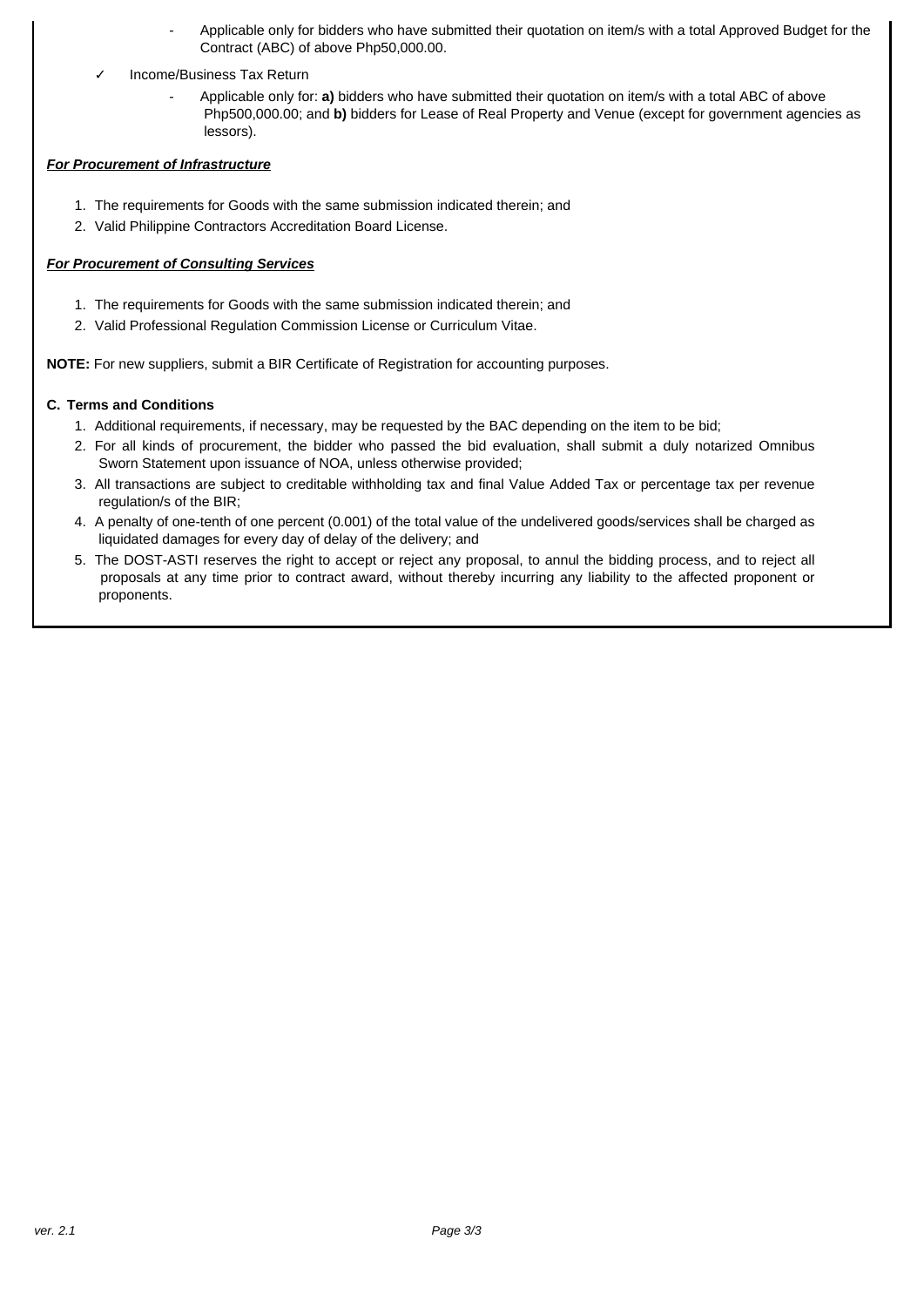- Applicable only for bidders who have submitted their quotation on item/s with a total Approved Budget for the Contract (ABC) of above Php50,000.00.

- ✓ Income/Business Tax Return
   - Applicable only for: **a)** bidders who have submitted their quotation on item/s with a total ABC of above Php500,000.00; and **b)** bidders for Lease of Real Property and Venue (except for government agencies as lessors).

***For Procurement of Infrastructure***

1. The requirements for Goods with the same submission indicated therein; and
2. Valid Philippine Contractors Accreditation Board License.

***For Procurement of Consulting Services***

1. The requirements for Goods with the same submission indicated therein; and
2. Valid Professional Regulation Commission License or Curriculum Vitae.

**NOTE:** For new suppliers, submit a BIR Certificate of Registration for accounting purposes.

**C. Terms and Conditions**

1. Additional requirements, if necessary, may be requested by the BAC depending on the item to be bid;
2. For all kinds of procurement, the bidder who passed the bid evaluation, shall submit a duly notarized Omnibus Sworn Statement upon issuance of NOA, unless otherwise provided;
3. All transactions are subject to creditable withholding tax and final Value Added Tax or percentage tax per revenue regulation/s of the BIR;
4. A penalty of one-tenth of one percent (0.001) of the total value of the undelivered goods/services shall be charged as liquidated damages for every day of delay of the delivery; and
5. The DOST-ASTI reserves the right to accept or reject any proposal, to annul the bidding process, and to reject all proposals at any time prior to contract award, without thereby incurring any liability to the affected proponent or proponents.

*ver. 2.1*